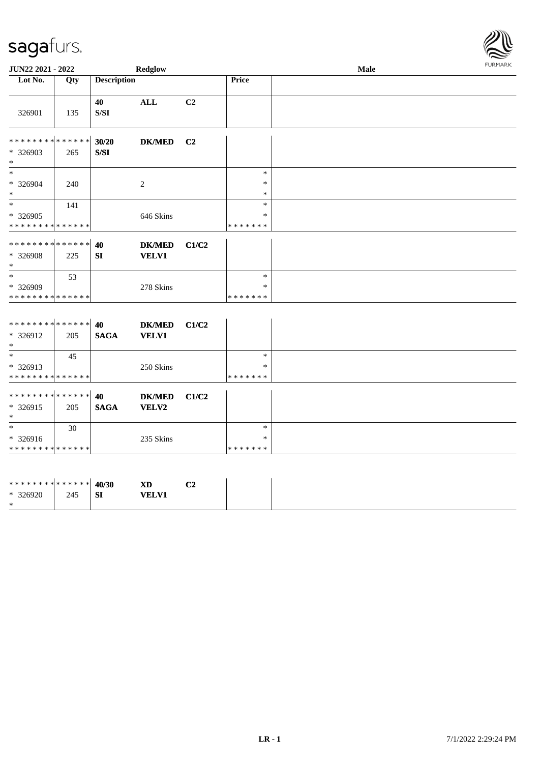sagafurs.

JUN22 2021 - 2022 Redglow Male

| Lot No. | Qty | Description | | | Price | |
|---|---|---|---|---|---|---|
| 326901 | 135 | 40 S/SI | ALL | C2 | | |
| * * * * * * * * * * * * * * * 326903 * | 265 | 30/20 S/SI | DK/MED | C2 | | |
| * * 326904 * | 240 | | 2 | | * * * | |
| * * 326905 * * * * * * * * * * * * * * | 141 | | 646 Skins | | * * * * * * * * * | |
| * * * * * * * * * * * * * * * 326908 * | 225 | 40 SI | DK/MED VELV1 | C1/C2 | | |
| * * 326909 * * * * * * * * * * * * * * | 53 | | 278 Skins | | * * * * * * * * | |
| * * * * * * * * * * * * * * * 326912 * | 205 | 40 SAGA | DK/MED VELV1 | C1/C2 | | |
| * * 326913 * * * * * * * * * * * * * * | 45 | | 250 Skins | | * * * * * * * * | |
| * * * * * * * * * * * * * * * 326915 * | 205 | 40 SAGA | DK/MED VELV2 | C1/C2 | | |
| * * 326916 * * * * * * * * * * * * * * | 30 | | 235 Skins | | * * * * * * * * | |
| * * * * * * * * * * * * * * * 326920 * | 245 | 40/30 SI | XD VELV1 | C2 | | |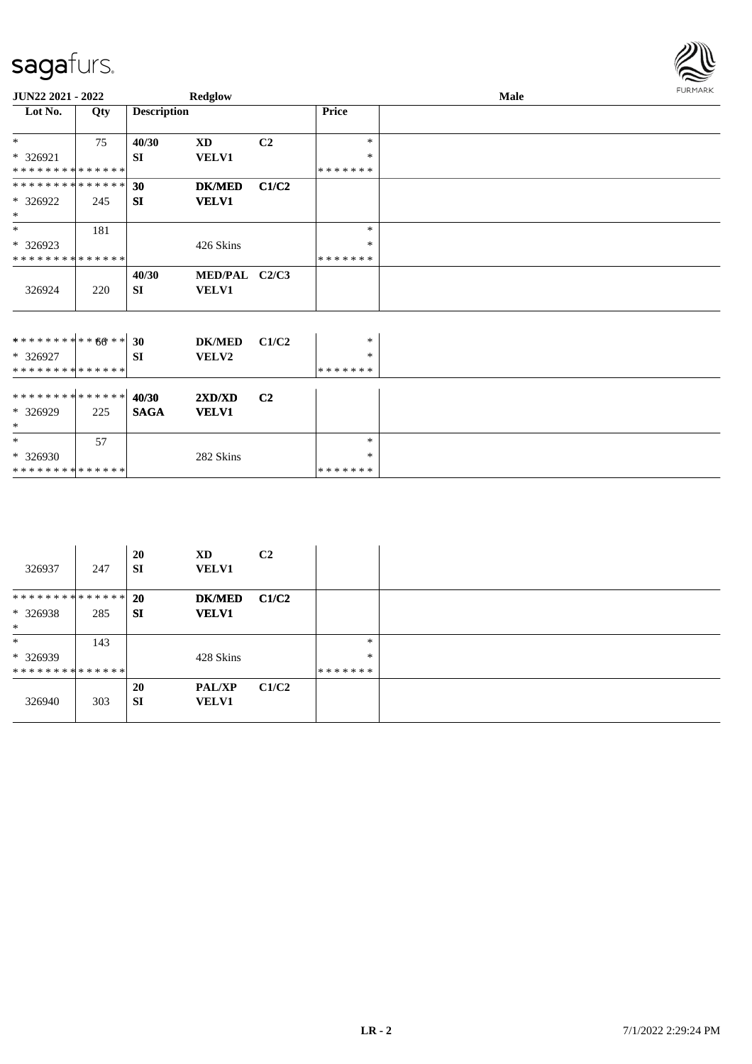| Lot No. | Qty | Description | | | Price | |
|---|---|---|---|---|---|---|
| * | 75 | 40/30 | XD | C2 | * | |
| * 326921 | | SI | VELV1 | | * | |
| * * * * * * * * * * * * * * | | | | | * * * * * * * | |
| * * * * * * * * * * * * * * | | 30 | DK/MED | C1/C2 | | |
| * 326922 | 245 | SI | VELV1 | | | |
| * | | | | | | |
| * | 181 | | | | * | |
| * 326923 | | | 426 Skins | | * | |
| * * * * * * * * * * * * * * | | | | | * * * * * * * | |
| | | 40/30 | MED/PAL | C2/C3 | | |
| 326924 | 220 | SI | VELV1 | | | |
| * * * * * * * * * * * * * * | 60 | 30 | DK/MED | C1/C2 | * | |
| * 326927 | | SI | VELV2 | | * | |
| * * * * * * * * * * * * * * | | | | | * * * * * * * | |
| * * * * * * * * * * * * * * | | 40/30 | 2XD/XD | C2 | | |
| * 326929 | 225 | SAGA | VELV1 | | | |
| * | | | | | | |
| * | 57 | | | | * | |
| * 326930 | | | 282 Skins | | * | |
| * * * * * * * * * * * * * * | | | | | * * * * * * * | |
| | | 20 | XD | C2 | | |
| 326937 | 247 | SI | VELV1 | | | |
| * * * * * * * * * * * * * * | | 20 | DK/MED | C1/C2 | | |
| * 326938 | 285 | SI | VELV1 | | | |
| * | | | | | | |
| * | 143 | | | | * | |
| * 326939 | | | 428 Skins | | * | |
| * * * * * * * * * * * * * * | | | | | * * * * * * * | |
| | | 20 | PAL/XP | C1/C2 | | |
| 326940 | 303 | SI | VELV1 | | | |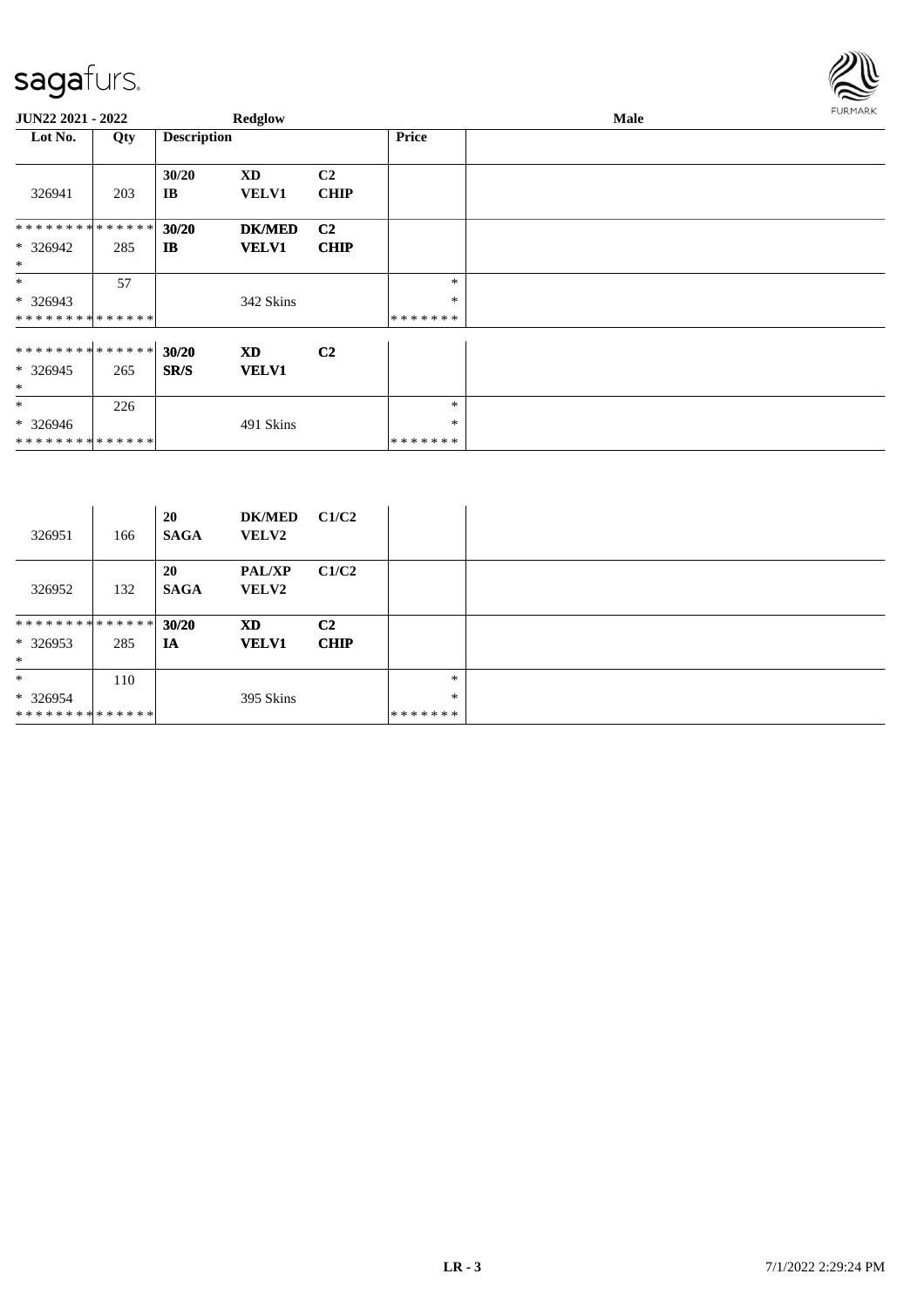| Lot No. | Qty | Description | | | Price | |
|---|---|---|---|---|---|---|
| 326941 | 203 | 30/20<br>IB | XD<br>VELV1 | C2<br>CHIP | | |
| * * * * * * * * * * * * * *<br>* 326942<br>* | 285 | 30/20<br>IB | DK/MED<br>VELV1 | C2<br>CHIP | | |
| *<br>* 326943<br>* * * * * * * * * * * * * * | 57 | | 342 Skins | | *<br>*<br>* * * * * * * | |
| * * * * * * * * * * * * * *<br>* 326945<br>* | 265 | 30/20<br>SR/S | XD<br>VELV1 | C2 | | |
| *<br>* 326946<br>* * * * * * * * * * * * * * | 226 | | 491 Skins | | *<br>*<br>* * * * * * * | |
| 326951 | 166 | 20<br>SAGA | DK/MED<br>VELV2 | C1/C2 | | |
| 326952 | 132 | 20<br>SAGA | PAL/XP<br>VELV2 | C1/C2 | | |
| * * * * * * * * * * * * * *<br>* 326953<br>* | 285 | 30/20<br>IA | XD<br>VELV1 | C2<br>CHIP | | |
| *<br>* 326954<br>* * * * * * * * * * * * * * | 110 | | 395 Skins | | *<br>*<br>* * * * * * * | |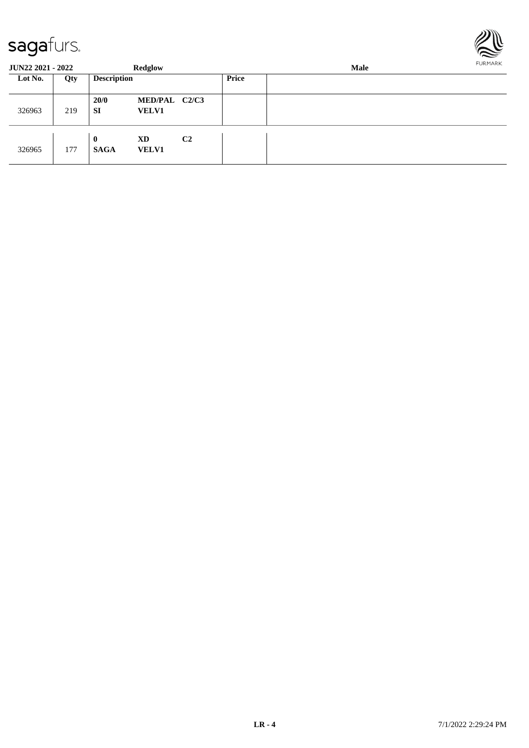**JUN22 2021 - 2022** **Redglow** **Male**

| Lot No. | Qty | Description | | | Price | |
|---|---|---|---|---|---|---|
| 326963 | 219 | **20/0** **SI** | **MED/PAL** **VELV1** | **C2/C3** | | |
| 326965 | 177 | **0** **SAGA** | **XD** **VELV1** | **C2** | | |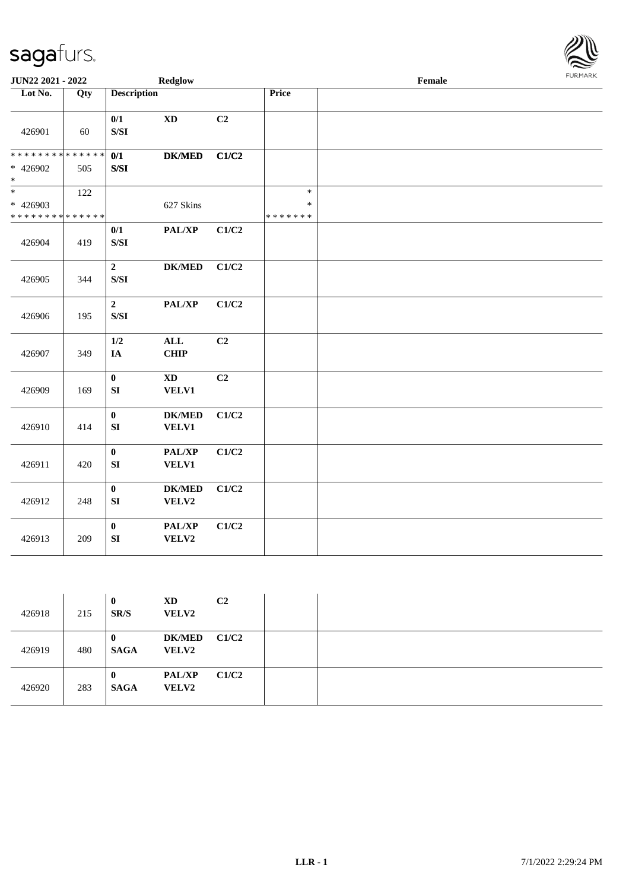**JUN22 2021 - 2022** **Redglow** **Female**

| Lot No. | Qty | Description | | | Price | |
|---|---|---|---|---|---|---|
| 426901 | 60 | 0/1 S/SI | XD | C2 | | |
| * * * * * * * * * * * * * * * 426902 * | 505 | 0/1 S/SI | DK/MED | C1/C2 | | |
| * * 426903 * * * * * * * * * * * * * * | 122 | | 627 Skins | | * * * * * * * * * | |
| 426904 | 419 | 0/1 S/SI | PAL/XP | C1/C2 | | |
| 426905 | 344 | 2 S/SI | DK/MED | C1/C2 | | |
| 426906 | 195 | 2 S/SI | PAL/XP | C1/C2 | | |
| 426907 | 349 | 1/2 IA | ALL CHIP | C2 | | |
| 426909 | 169 | 0 SI | XD VELV1 | C2 | | |
| 426910 | 414 | 0 SI | DK/MED VELV1 | C1/C2 | | |
| 426911 | 420 | 0 SI | PAL/XP VELV1 | C1/C2 | | |
| 426912 | 248 | 0 SI | DK/MED VELV2 | C1/C2 | | |
| 426913 | 209 | 0 SI | PAL/XP VELV2 | C1/C2 | | |

| Lot No. | Qty | Description | | | Price | |
|---|---|---|---|---|---|---|
| 426918 | 215 | 0 SR/S | XD VELV2 | C2 | | |
| 426919 | 480 | 0 SAGA | DK/MED VELV2 | C1/C2 | | |
| 426920 | 283 | 0 SAGA | PAL/XP VELV2 | C1/C2 | | |

LLR - 1 7/1/2022 2:29:24 PM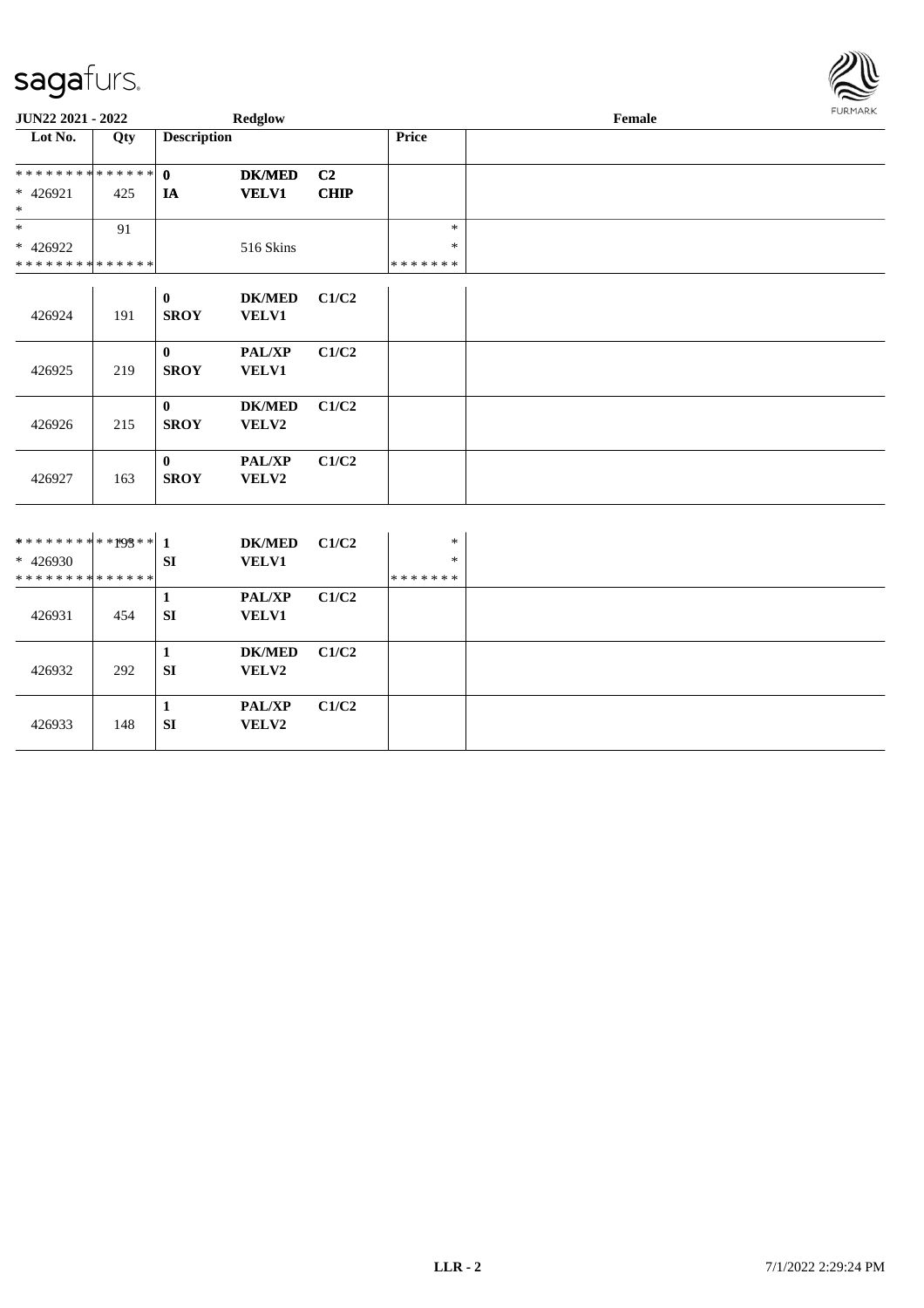# sagafurs.

**JUN22 2021 - 2022** | **Redglow** | **Female**

| Lot No. | Qty | Description | | | Price | |
|---|---|---|---|---|---|---|
| ************** | | **0** | **DK/MED** | **C2** | | |
| * 426921 | 425 | **IA** | **VELV1** | **CHIP** | | |
| * | | | | | | |
| * | 91 | | | | * | |
| * 426922 | | | 516 Skins | | * | |
| ************** | | | | | ******* | |
| | | **0** | **DK/MED** | **C1/C2** | | |
| 426924 | 191 | **SROY** | **VELV1** | | | |
| | | **0** | **PAL/XP** | **C1/C2** | | |
| 426925 | 219 | **SROY** | **VELV1** | | | |
| | | **0** | **DK/MED** | **C1/C2** | | |
| 426926 | 215 | **SROY** | **VELV2** | | | |
| | | **0** | **PAL/XP** | **C1/C2** | | |
| 426927 | 163 | **SROY** | **VELV2** | | | |
| *********193** | | **1** | **DK/MED** | **C1/C2** | * | |
| * 426930 | | **SI** | **VELV1** | | * | |
| ************** | | | | | ******* | |
| | | **1** | **PAL/XP** | **C1/C2** | | |
| 426931 | 454 | **SI** | **VELV1** | | | |
| | | **1** | **DK/MED** | **C1/C2** | | |
| 426932 | 292 | **SI** | **VELV2** | | | |
| | | **1** | **PAL/XP** | **C1/C2** | | |
| 426933 | 148 | **SI** | **VELV2** | | | |

**LLR - 2** 7/1/2022 2:29:24 PM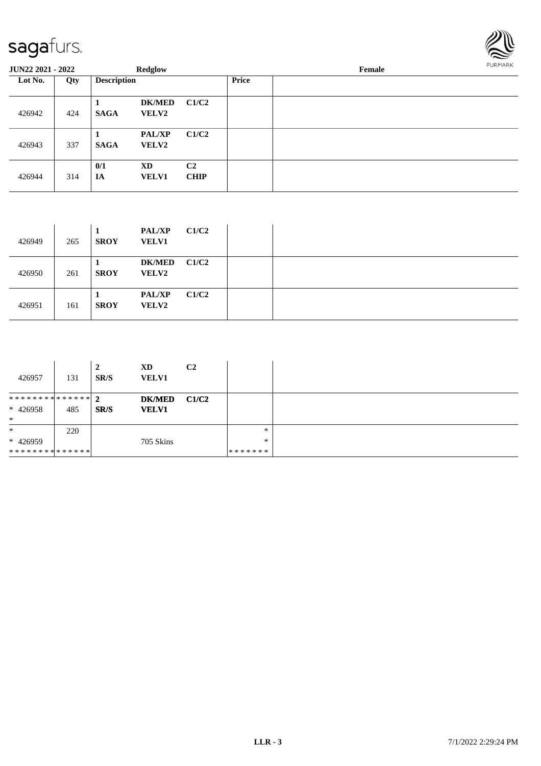| Lot No. | Qty | Description | | | Price | |
|---|---|---|---|---|---|---|
| 426942 | 424 | 1 SAGA | DK/MED VELV2 | C1/C2 | | |
| 426943 | 337 | 1 SAGA | PAL/XP VELV2 | C1/C2 | | |
| 426944 | 314 | 0/1 IA | XD VELV1 | C2 CHIP | | |

| | | | | | | |
|---|---|---|---|---|---|---|
| 426949 | 265 | 1 SROY | PAL/XP VELV1 | C1/C2 | | |
| 426950 | 261 | 1 SROY | DK/MED VELV2 | C1/C2 | | |
| 426951 | 161 | 1 SROY | PAL/XP VELV2 | C1/C2 | | |

| | | | | | | |
|---|---|---|---|---|---|---|
| 426957 | 131 | 2 SR/S | XD VELV1 | C2 | | |
| ************** * 426958 * | 485 | 2 SR/S | DK/MED VELV1 | C1/C2 | | |
| * * 426959 ************** | 220 | | 705 Skins | | * * ******* | |